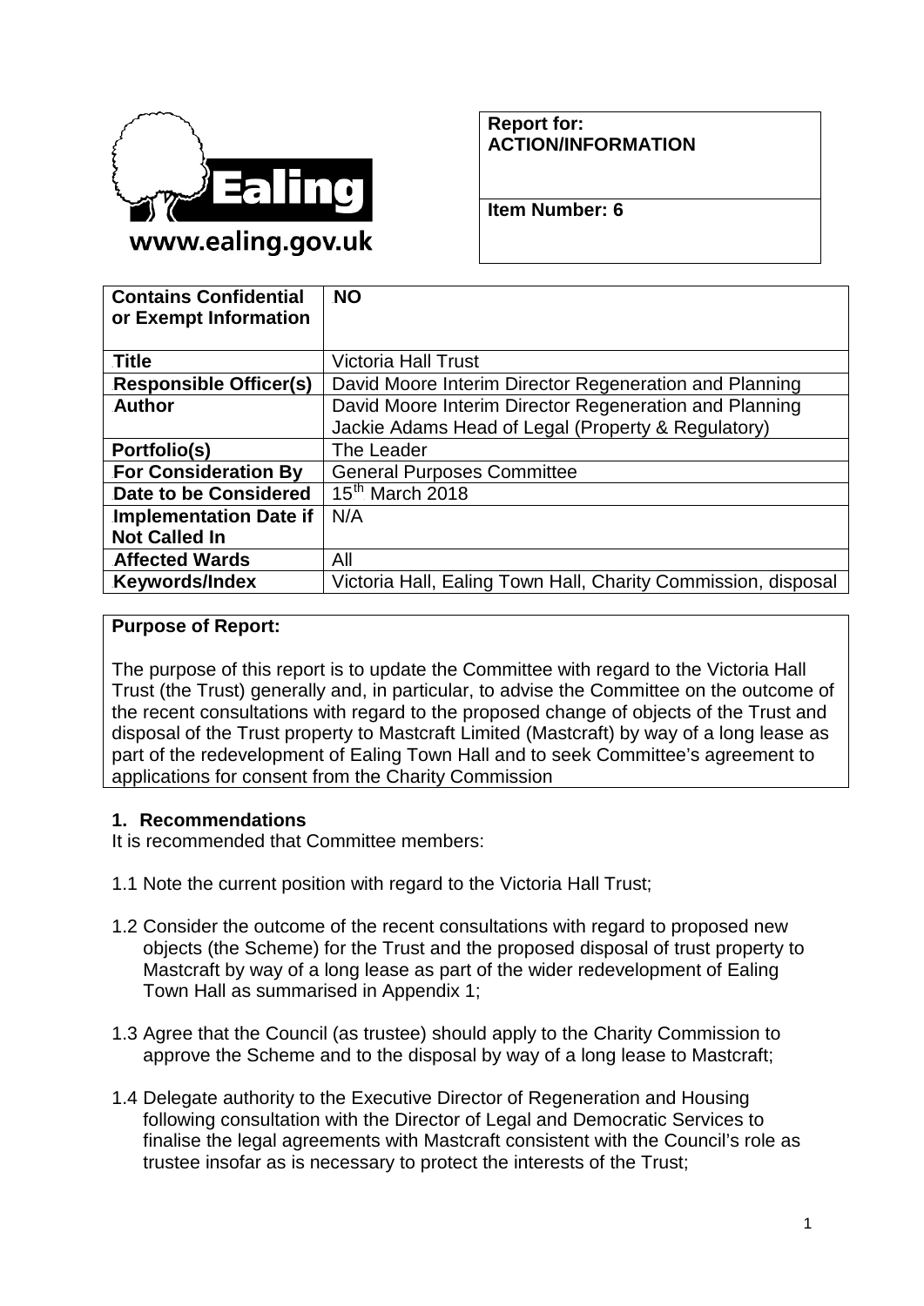www.ealing.gov.uk

| Report for: ACTION/INFORMATION |
|---|
| Item Number: 6 |

| Contains Confidential or Exempt Information | NO |
|---|---|
| Title | Victoria Hall Trust |
| Responsible Officer(s) | David Moore Interim Director Regeneration and Planning |
| Author | David Moore Interim Director Regeneration and Planning<br>Jackie Adams Head of Legal (Property & Regulatory) |
| Portfolio(s) | The Leader |
| For Consideration By | General Purposes Committee |
| Date to be Considered | 15th March 2018 |
| Implementation Date if Not Called In | N/A |
| Affected Wards | All |
| Keywords/Index | Victoria Hall, Ealing Town Hall, Charity Commission, disposal |

**Purpose of Report:**

The purpose of this report is to update the Committee with regard to the Victoria Hall Trust (the Trust) generally and, in particular, to advise the Committee on the outcome of the recent consultations with regard to the proposed change of objects of the Trust and disposal of the Trust property to Mastcraft Limited (Mastcraft) by way of a long lease as part of the redevelopment of Ealing Town Hall and to seek Committee's agreement to applications for consent from the Charity Commission

## 1. Recommendations

It is recommended that Committee members:

1.1 Note the current position with regard to the Victoria Hall Trust;

1.2 Consider the outcome of the recent consultations with regard to proposed new objects (the Scheme) for the Trust and the proposed disposal of trust property to Mastcraft by way of a long lease as part of the wider redevelopment of Ealing Town Hall as summarised in Appendix 1;

1.3 Agree that the Council (as trustee) should apply to the Charity Commission to approve the Scheme and to the disposal by way of a long lease to Mastcraft;

1.4 Delegate authority to the Executive Director of Regeneration and Housing following consultation with the Director of Legal and Democratic Services to finalise the legal agreements with Mastcraft consistent with the Council's role as trustee insofar as is necessary to protect the interests of the Trust;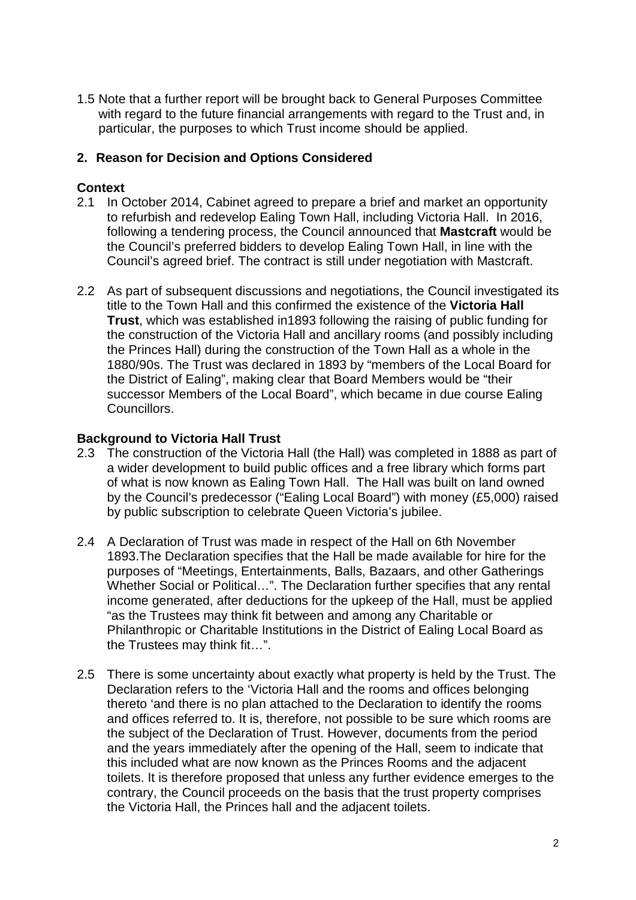1.5 Note that a further report will be brought back to General Purposes Committee with regard to the future financial arrangements with regard to the Trust and, in particular, the purposes to which Trust income should be applied.

## 2. Reason for Decision and Options Considered

### Context

2.1 In October 2014, Cabinet agreed to prepare a brief and market an opportunity to refurbish and redevelop Ealing Town Hall, including Victoria Hall. In 2016, following a tendering process, the Council announced that **Mastcraft** would be the Council's preferred bidders to develop Ealing Town Hall, in line with the Council's agreed brief. The contract is still under negotiation with Mastcraft.

2.2 As part of subsequent discussions and negotiations, the Council investigated its title to the Town Hall and this confirmed the existence of the **Victoria Hall Trust**, which was established in1893 following the raising of public funding for the construction of the Victoria Hall and ancillary rooms (and possibly including the Princes Hall) during the construction of the Town Hall as a whole in the 1880/90s. The Trust was declared in 1893 by "members of the Local Board for the District of Ealing", making clear that Board Members would be "their successor Members of the Local Board", which became in due course Ealing Councillors.

### Background to Victoria Hall Trust

2.3 The construction of the Victoria Hall (the Hall) was completed in 1888 as part of a wider development to build public offices and a free library which forms part of what is now known as Ealing Town Hall. The Hall was built on land owned by the Council's predecessor ("Ealing Local Board") with money (£5,000) raised by public subscription to celebrate Queen Victoria's jubilee.

2.4 A Declaration of Trust was made in respect of the Hall on 6th November 1893.The Declaration specifies that the Hall be made available for hire for the purposes of "Meetings, Entertainments, Balls, Bazaars, and other Gatherings Whether Social or Political…". The Declaration further specifies that any rental income generated, after deductions for the upkeep of the Hall, must be applied "as the Trustees may think fit between and among any Charitable or Philanthropic or Charitable Institutions in the District of Ealing Local Board as the Trustees may think fit…".

2.5 There is some uncertainty about exactly what property is held by the Trust. The Declaration refers to the 'Victoria Hall and the rooms and offices belonging thereto 'and there is no plan attached to the Declaration to identify the rooms and offices referred to. It is, therefore, not possible to be sure which rooms are the subject of the Declaration of Trust. However, documents from the period and the years immediately after the opening of the Hall, seem to indicate that this included what are now known as the Princes Rooms and the adjacent toilets. It is therefore proposed that unless any further evidence emerges to the contrary, the Council proceeds on the basis that the trust property comprises the Victoria Hall, the Princes hall and the adjacent toilets.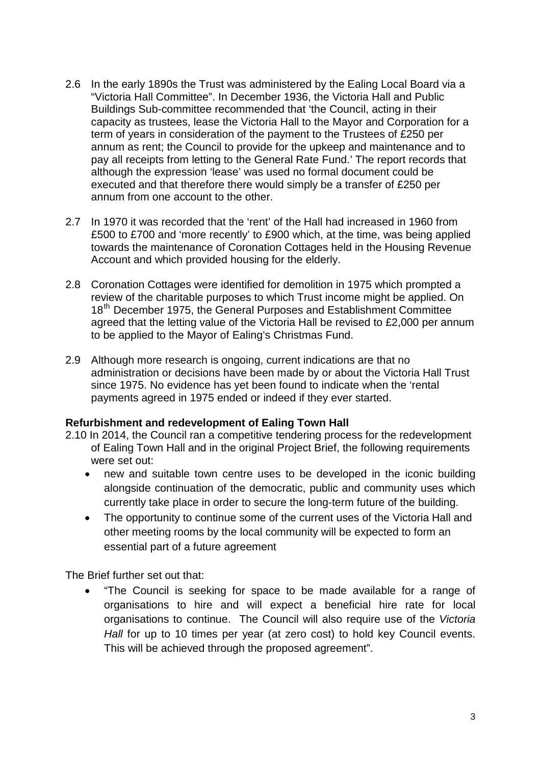2.6 In the early 1890s the Trust was administered by the Ealing Local Board via a "Victoria Hall Committee". In December 1936, the Victoria Hall and Public Buildings Sub-committee recommended that 'the Council, acting in their capacity as trustees, lease the Victoria Hall to the Mayor and Corporation for a term of years in consideration of the payment to the Trustees of £250 per annum as rent; the Council to provide for the upkeep and maintenance and to pay all receipts from letting to the General Rate Fund.' The report records that although the expression 'lease' was used no formal document could be executed and that therefore there would simply be a transfer of £250 per annum from one account to the other.

2.7 In 1970 it was recorded that the 'rent' of the Hall had increased in 1960 from £500 to £700 and 'more recently' to £900 which, at the time, was being applied towards the maintenance of Coronation Cottages held in the Housing Revenue Account and which provided housing for the elderly.

2.8 Coronation Cottages were identified for demolition in 1975 which prompted a review of the charitable purposes to which Trust income might be applied. On 18th December 1975, the General Purposes and Establishment Committee agreed that the letting value of the Victoria Hall be revised to £2,000 per annum to be applied to the Mayor of Ealing's Christmas Fund.

2.9 Although more research is ongoing, current indications are that no administration or decisions have been made by or about the Victoria Hall Trust since 1975. No evidence has yet been found to indicate when the 'rental payments agreed in 1975 ended or indeed if they ever started.

**Refurbishment and redevelopment of Ealing Town Hall**

2.10 In 2014, the Council ran a competitive tendering process for the redevelopment of Ealing Town Hall and in the original Project Brief, the following requirements were set out:

- new and suitable town centre uses to be developed in the iconic building alongside continuation of the democratic, public and community uses which currently take place in order to secure the long-term future of the building.
- The opportunity to continue some of the current uses of the Victoria Hall and other meeting rooms by the local community will be expected to form an essential part of a future agreement

The Brief further set out that:

- "The Council is seeking for space to be made available for a range of organisations to hire and will expect a beneficial hire rate for local organisations to continue. The Council will also require use of the *Victoria Hall* for up to 10 times per year (at zero cost) to hold key Council events. This will be achieved through the proposed agreement".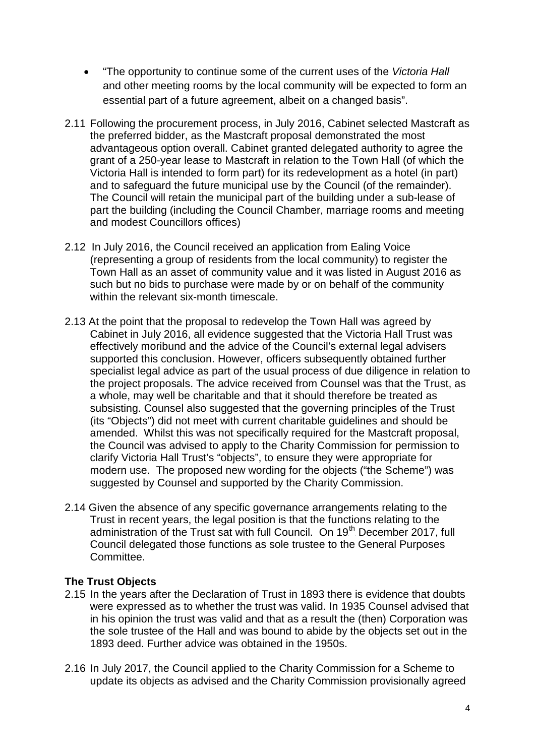- "The opportunity to continue some of the current uses of the *Victoria Hall* and other meeting rooms by the local community will be expected to form an essential part of a future agreement, albeit on a changed basis".

2.11 Following the procurement process, in July 2016, Cabinet selected Mastcraft as the preferred bidder, as the Mastcraft proposal demonstrated the most advantageous option overall. Cabinet granted delegated authority to agree the grant of a 250-year lease to Mastcraft in relation to the Town Hall (of which the Victoria Hall is intended to form part) for its redevelopment as a hotel (in part) and to safeguard the future municipal use by the Council (of the remainder). The Council will retain the municipal part of the building under a sub-lease of part the building (including the Council Chamber, marriage rooms and meeting and modest Councillors offices)

2.12 In July 2016, the Council received an application from Ealing Voice (representing a group of residents from the local community) to register the Town Hall as an asset of community value and it was listed in August 2016 as such but no bids to purchase were made by or on behalf of the community within the relevant six-month timescale.

2.13 At the point that the proposal to redevelop the Town Hall was agreed by Cabinet in July 2016, all evidence suggested that the Victoria Hall Trust was effectively moribund and the advice of the Council's external legal advisers supported this conclusion. However, officers subsequently obtained further specialist legal advice as part of the usual process of due diligence in relation to the project proposals. The advice received from Counsel was that the Trust, as a whole, may well be charitable and that it should therefore be treated as subsisting. Counsel also suggested that the governing principles of the Trust (its "Objects") did not meet with current charitable guidelines and should be amended. Whilst this was not specifically required for the Mastcraft proposal, the Council was advised to apply to the Charity Commission for permission to clarify Victoria Hall Trust's "objects", to ensure they were appropriate for modern use. The proposed new wording for the objects ("the Scheme") was suggested by Counsel and supported by the Charity Commission.

2.14 Given the absence of any specific governance arrangements relating to the Trust in recent years, the legal position is that the functions relating to the administration of the Trust sat with full Council. On 19th December 2017, full Council delegated those functions as sole trustee to the General Purposes Committee.

**The Trust Objects**

2.15 In the years after the Declaration of Trust in 1893 there is evidence that doubts were expressed as to whether the trust was valid. In 1935 Counsel advised that in his opinion the trust was valid and that as a result the (then) Corporation was the sole trustee of the Hall and was bound to abide by the objects set out in the 1893 deed. Further advice was obtained in the 1950s.

2.16 In July 2017, the Council applied to the Charity Commission for a Scheme to update its objects as advised and the Charity Commission provisionally agreed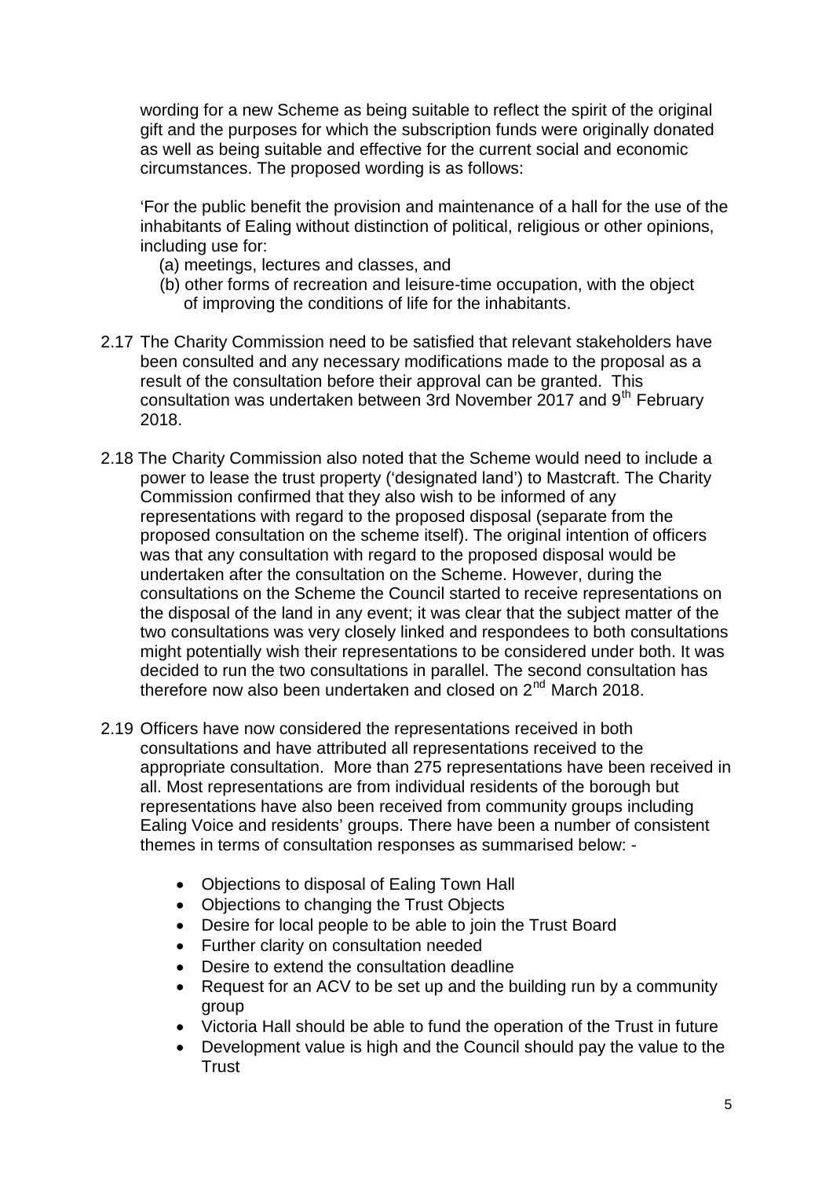wording for a new Scheme as being suitable to reflect the spirit of the original gift and the purposes for which the subscription funds were originally donated as well as being suitable and effective for the current social and economic circumstances. The proposed wording is as follows:

'For the public benefit the provision and maintenance of a hall for the use of the inhabitants of Ealing without distinction of political, religious or other opinions, including use for:

(a) meetings, lectures and classes, and
(b) other forms of recreation and leisure-time occupation, with the object of improving the conditions of life for the inhabitants.

2.17 The Charity Commission need to be satisfied that relevant stakeholders have been consulted and any necessary modifications made to the proposal as a result of the consultation before their approval can be granted. This consultation was undertaken between 3rd November 2017 and 9th February 2018.

2.18 The Charity Commission also noted that the Scheme would need to include a power to lease the trust property ('designated land') to Mastcraft. The Charity Commission confirmed that they also wish to be informed of any representations with regard to the proposed disposal (separate from the proposed consultation on the scheme itself). The original intention of officers was that any consultation with regard to the proposed disposal would be undertaken after the consultation on the Scheme. However, during the consultations on the Scheme the Council started to receive representations on the disposal of the land in any event; it was clear that the subject matter of the two consultations was very closely linked and respondees to both consultations might potentially wish their representations to be considered under both. It was decided to run the two consultations in parallel. The second consultation has therefore now also been undertaken and closed on 2nd March 2018.

2.19 Officers have now considered the representations received in both consultations and have attributed all representations received to the appropriate consultation. More than 275 representations have been received in all. Most representations are from individual residents of the borough but representations have also been received from community groups including Ealing Voice and residents' groups. There have been a number of consistent themes in terms of consultation responses as summarised below: -

- Objections to disposal of Ealing Town Hall
- Objections to changing the Trust Objects
- Desire for local people to be able to join the Trust Board
- Further clarity on consultation needed
- Desire to extend the consultation deadline
- Request for an ACV to be set up and the building run by a community group
- Victoria Hall should be able to fund the operation of the Trust in future
- Development value is high and the Council should pay the value to the Trust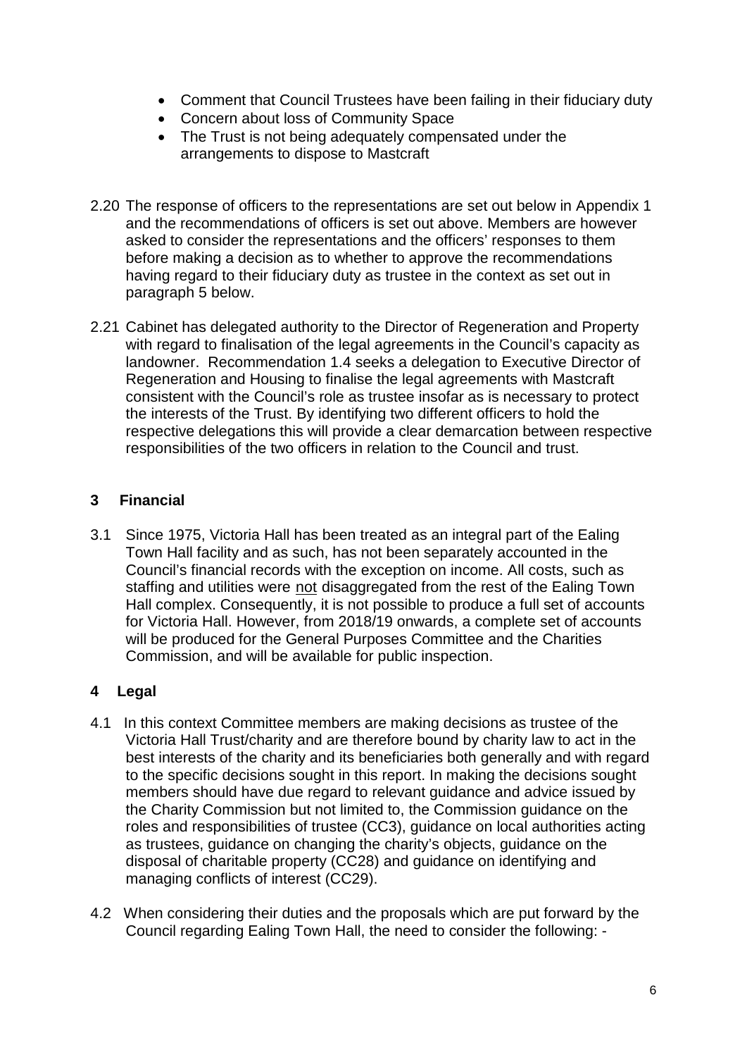- Comment that Council Trustees have been failing in their fiduciary duty
- Concern about loss of Community Space
- The Trust is not being adequately compensated under the arrangements to dispose to Mastcraft

2.20 The response of officers to the representations are set out below in Appendix 1 and the recommendations of officers is set out above. Members are however asked to consider the representations and the officers' responses to them before making a decision as to whether to approve the recommendations having regard to their fiduciary duty as trustee in the context as set out in paragraph 5 below.

2.21 Cabinet has delegated authority to the Director of Regeneration and Property with regard to finalisation of the legal agreements in the Council's capacity as landowner. Recommendation 1.4 seeks a delegation to Executive Director of Regeneration and Housing to finalise the legal agreements with Mastcraft consistent with the Council's role as trustee insofar as is necessary to protect the interests of the Trust. By identifying two different officers to hold the respective delegations this will provide a clear demarcation between respective responsibilities of the two officers in relation to the Council and trust.

## 3 Financial

3.1 Since 1975, Victoria Hall has been treated as an integral part of the Ealing Town Hall facility and as such, has not been separately accounted in the Council's financial records with the exception on income. All costs, such as staffing and utilities were <u>not</u> disaggregated from the rest of the Ealing Town Hall complex. Consequently, it is not possible to produce a full set of accounts for Victoria Hall. However, from 2018/19 onwards, a complete set of accounts will be produced for the General Purposes Committee and the Charities Commission, and will be available for public inspection.

## 4 Legal

4.1 In this context Committee members are making decisions as trustee of the Victoria Hall Trust/charity and are therefore bound by charity law to act in the best interests of the charity and its beneficiaries both generally and with regard to the specific decisions sought in this report. In making the decisions sought members should have due regard to relevant guidance and advice issued by the Charity Commission but not limited to, the Commission guidance on the roles and responsibilities of trustee (CC3), guidance on local authorities acting as trustees, guidance on changing the charity's objects, guidance on the disposal of charitable property (CC28) and guidance on identifying and managing conflicts of interest (CC29).

4.2 When considering their duties and the proposals which are put forward by the Council regarding Ealing Town Hall, the need to consider the following: -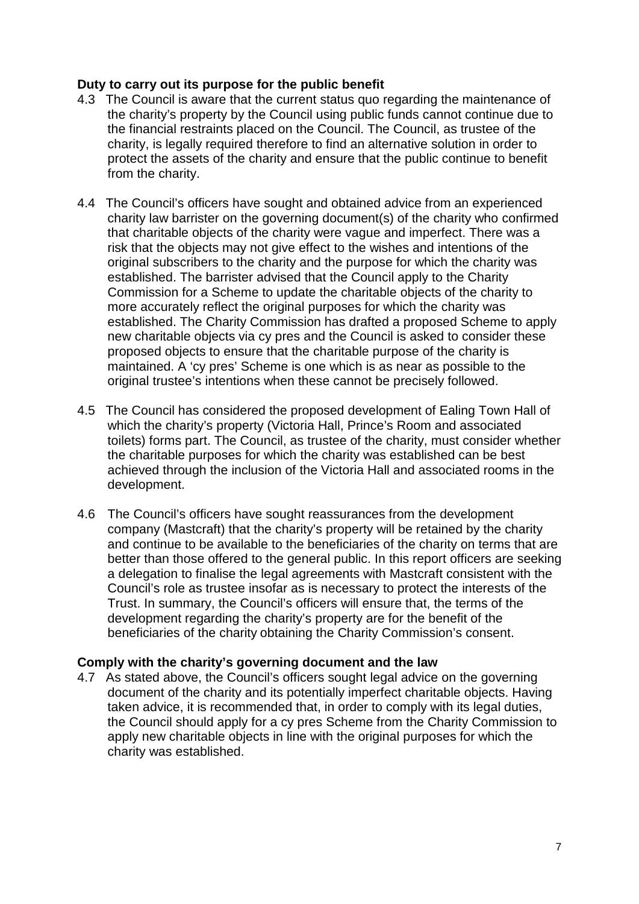**Duty to carry out its purpose for the public benefit**

4.3 The Council is aware that the current status quo regarding the maintenance of the charity's property by the Council using public funds cannot continue due to the financial restraints placed on the Council. The Council, as trustee of the charity, is legally required therefore to find an alternative solution in order to protect the assets of the charity and ensure that the public continue to benefit from the charity.

4.4 The Council's officers have sought and obtained advice from an experienced charity law barrister on the governing document(s) of the charity who confirmed that charitable objects of the charity were vague and imperfect. There was a risk that the objects may not give effect to the wishes and intentions of the original subscribers to the charity and the purpose for which the charity was established. The barrister advised that the Council apply to the Charity Commission for a Scheme to update the charitable objects of the charity to more accurately reflect the original purposes for which the charity was established. The Charity Commission has drafted a proposed Scheme to apply new charitable objects via cy pres and the Council is asked to consider these proposed objects to ensure that the charitable purpose of the charity is maintained. A 'cy pres' Scheme is one which is as near as possible to the original trustee's intentions when these cannot be precisely followed.

4.5 The Council has considered the proposed development of Ealing Town Hall of which the charity's property (Victoria Hall, Prince's Room and associated toilets) forms part. The Council, as trustee of the charity, must consider whether the charitable purposes for which the charity was established can be best achieved through the inclusion of the Victoria Hall and associated rooms in the development.

4.6 The Council's officers have sought reassurances from the development company (Mastcraft) that the charity's property will be retained by the charity and continue to be available to the beneficiaries of the charity on terms that are better than those offered to the general public. In this report officers are seeking a delegation to finalise the legal agreements with Mastcraft consistent with the Council's role as trustee insofar as is necessary to protect the interests of the Trust. In summary, the Council's officers will ensure that, the terms of the development regarding the charity's property are for the benefit of the beneficiaries of the charity obtaining the Charity Commission's consent.

**Comply with the charity's governing document and the law**

4.7 As stated above, the Council's officers sought legal advice on the governing document of the charity and its potentially imperfect charitable objects. Having taken advice, it is recommended that, in order to comply with its legal duties, the Council should apply for a cy pres Scheme from the Charity Commission to apply new charitable objects in line with the original purposes for which the charity was established.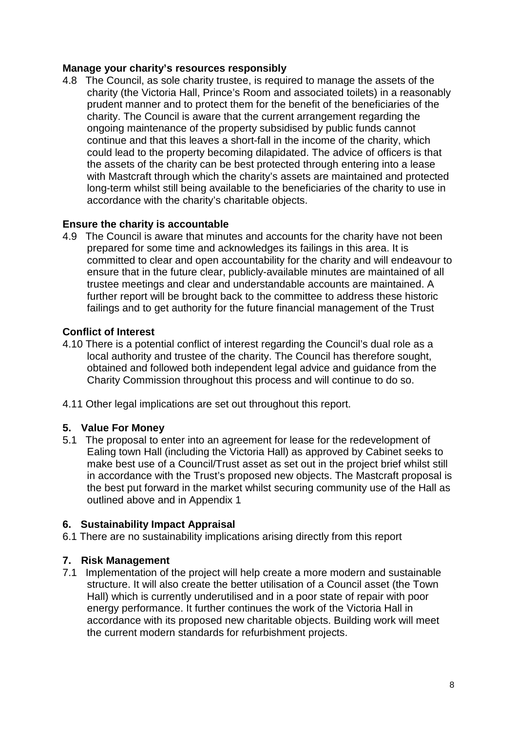**Manage your charity's resources responsibly**

4.8 The Council, as sole charity trustee, is required to manage the assets of the charity (the Victoria Hall, Prince's Room and associated toilets) in a reasonably prudent manner and to protect them for the benefit of the beneficiaries of the charity. The Council is aware that the current arrangement regarding the ongoing maintenance of the property subsidised by public funds cannot continue and that this leaves a short-fall in the income of the charity, which could lead to the property becoming dilapidated. The advice of officers is that the assets of the charity can be best protected through entering into a lease with Mastcraft through which the charity's assets are maintained and protected long-term whilst still being available to the beneficiaries of the charity to use in accordance with the charity's charitable objects.

**Ensure the charity is accountable**

4.9 The Council is aware that minutes and accounts for the charity have not been prepared for some time and acknowledges its failings in this area. It is committed to clear and open accountability for the charity and will endeavour to ensure that in the future clear, publicly-available minutes are maintained of all trustee meetings and clear and understandable accounts are maintained. A further report will be brought back to the committee to address these historic failings and to get authority for the future financial management of the Trust

**Conflict of Interest**

4.10 There is a potential conflict of interest regarding the Council's dual role as a local authority and trustee of the charity. The Council has therefore sought, obtained and followed both independent legal advice and guidance from the Charity Commission throughout this process and will continue to do so.

4.11 Other legal implications are set out throughout this report.

## 5. Value For Money

5.1 The proposal to enter into an agreement for lease for the redevelopment of Ealing town Hall (including the Victoria Hall) as approved by Cabinet seeks to make best use of a Council/Trust asset as set out in the project brief whilst still in accordance with the Trust's proposed new objects. The Mastcraft proposal is the best put forward in the market whilst securing community use of the Hall as outlined above and in Appendix 1

## 6. Sustainability Impact Appraisal

6.1 There are no sustainability implications arising directly from this report

## 7. Risk Management

7.1 Implementation of the project will help create a more modern and sustainable structure. It will also create the better utilisation of a Council asset (the Town Hall) which is currently underutilised and in a poor state of repair with poor energy performance. It further continues the work of the Victoria Hall in accordance with its proposed new charitable objects. Building work will meet the current modern standards for refurbishment projects.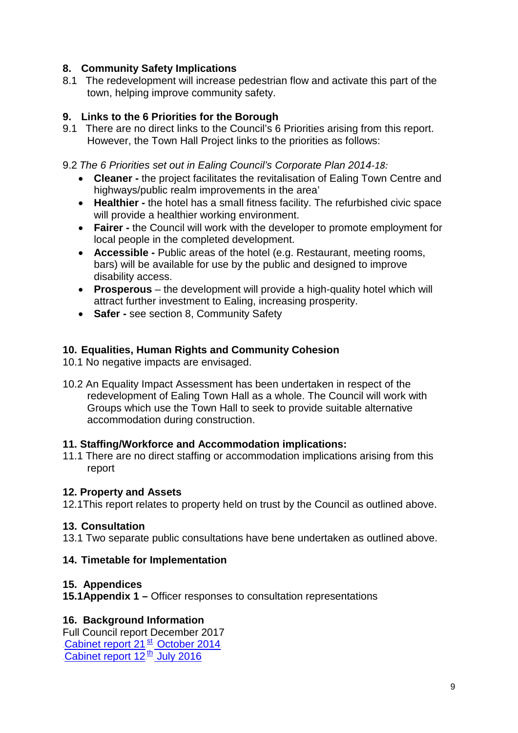## 8. Community Safety Implications

8.1 The redevelopment will increase pedestrian flow and activate this part of the town, helping improve community safety.

## 9. Links to the 6 Priorities for the Borough

9.1 There are no direct links to the Council's 6 Priorities arising from this report. However, the Town Hall Project links to the priorities as follows:

9.2 *The 6 Priorities set out in Ealing Council's Corporate Plan 2014-18:*

- **Cleaner -** the project facilitates the revitalisation of Ealing Town Centre and highways/public realm improvements in the area'
- **Healthier -** the hotel has a small fitness facility. The refurbished civic space will provide a healthier working environment.
- **Fairer -** the Council will work with the developer to promote employment for local people in the completed development.
- **Accessible -** Public areas of the hotel (e.g. Restaurant, meeting rooms, bars) will be available for use by the public and designed to improve disability access.
- **Prosperous** – the development will provide a high-quality hotel which will attract further investment to Ealing, increasing prosperity.
- **Safer -** see section 8, Community Safety

## 10. Equalities, Human Rights and Community Cohesion

10.1 No negative impacts are envisaged.

10.2 An Equality Impact Assessment has been undertaken in respect of the redevelopment of Ealing Town Hall as a whole. The Council will work with Groups which use the Town Hall to seek to provide suitable alternative accommodation during construction.

## 11. Staffing/Workforce and Accommodation implications:

11.1 There are no direct staffing or accommodation implications arising from this report

## 12. Property and Assets

12.1This report relates to property held on trust by the Council as outlined above.

## 13. Consultation

13.1 Two separate public consultations have bene undertaken as outlined above.

## 14. Timetable for Implementation

## 15. Appendices

**15.1Appendix 1 –** Officer responses to consultation representations

## 16. Background Information

Full Council report December 2017
Cabinet report 21st October 2014
Cabinet report 12th July 2016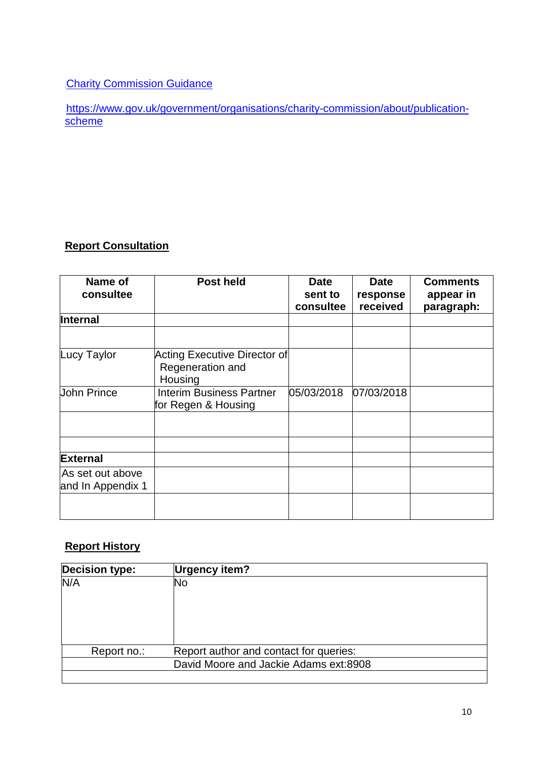[Charity Commission Guidance](https://www.gov.uk/government/organisations/charity-commission/about/publication-scheme)

https://www.gov.uk/government/organisations/charity-commission/about/publication-scheme

**Report Consultation**

| Name of consultee | Post held | Date sent to consultee | Date response received | Comments appear in paragraph: |
|---|---|---|---|---|
| **Internal** | | | | |
| | | | | |
| Lucy Taylor | Acting Executive Director of Regeneration and Housing | | | |
| John Prince | Interim Business Partner for Regen & Housing | 05/03/2018 | 07/03/2018 | |
| | | | | |
| | | | | |
| **External** | | | | |
| As set out above and In Appendix 1 | | | | |
| | | | | |

**Report History**

| Decision type: | Urgency item? |
|---|---|
| N/A | No |
| Report no.: | Report author and contact for queries: |
| | David Moore and Jackie Adams ext:8908 |
| | |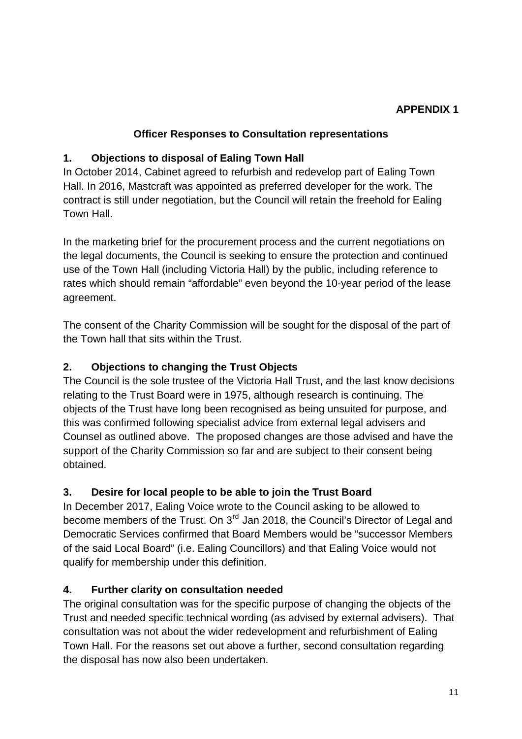**APPENDIX 1**

## Officer Responses to Consultation representations

### 1. Objections to disposal of Ealing Town Hall

In October 2014, Cabinet agreed to refurbish and redevelop part of Ealing Town Hall. In 2016, Mastcraft was appointed as preferred developer for the work. The contract is still under negotiation, but the Council will retain the freehold for Ealing Town Hall.

In the marketing brief for the procurement process and the current negotiations on the legal documents, the Council is seeking to ensure the protection and continued use of the Town Hall (including Victoria Hall) by the public, including reference to rates which should remain "affordable" even beyond the 10-year period of the lease agreement.

The consent of the Charity Commission will be sought for the disposal of the part of the Town hall that sits within the Trust.

### 2. Objections to changing the Trust Objects

The Council is the sole trustee of the Victoria Hall Trust, and the last know decisions relating to the Trust Board were in 1975, although research is continuing. The objects of the Trust have long been recognised as being unsuited for purpose, and this was confirmed following specialist advice from external legal advisers and Counsel as outlined above. The proposed changes are those advised and have the support of the Charity Commission so far and are subject to their consent being obtained.

### 3. Desire for local people to be able to join the Trust Board

In December 2017, Ealing Voice wrote to the Council asking to be allowed to become members of the Trust. On 3rd Jan 2018, the Council's Director of Legal and Democratic Services confirmed that Board Members would be "successor Members of the said Local Board" (i.e. Ealing Councillors) and that Ealing Voice would not qualify for membership under this definition.

### 4. Further clarity on consultation needed

The original consultation was for the specific purpose of changing the objects of the Trust and needed specific technical wording (as advised by external advisers). That consultation was not about the wider redevelopment and refurbishment of Ealing Town Hall. For the reasons set out above a further, second consultation regarding the disposal has now also been undertaken.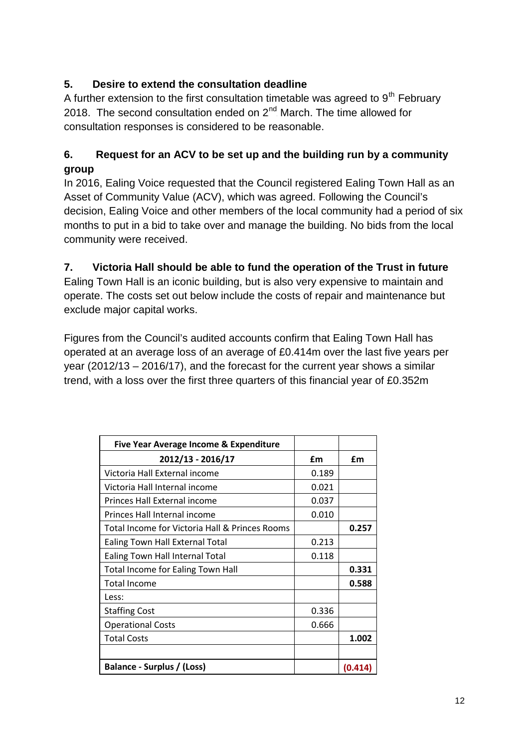## 5. Desire to extend the consultation deadline

A further extension to the first consultation timetable was agreed to 9th February 2018. The second consultation ended on 2nd March. The time allowed for consultation responses is considered to be reasonable.

## 6. Request for an ACV to be set up and the building run by a community group

In 2016, Ealing Voice requested that the Council registered Ealing Town Hall as an Asset of Community Value (ACV), which was agreed. Following the Council's decision, Ealing Voice and other members of the local community had a period of six months to put in a bid to take over and manage the building. No bids from the local community were received.

## 7. Victoria Hall should be able to fund the operation of the Trust in future

Ealing Town Hall is an iconic building, but is also very expensive to maintain and operate. The costs set out below include the costs of repair and maintenance but exclude major capital works.

Figures from the Council's audited accounts confirm that Ealing Town Hall has operated at an average loss of an average of £0.414m over the last five years per year (2012/13 – 2016/17), and the forecast for the current year shows a similar trend, with a loss over the first three quarters of this financial year of £0.352m

| **Five Year Average Income & Expenditure** | | |
|---|---|---|
| **2012/13 - 2016/17** | **£m** | **£m** |
| Victoria Hall External income | 0.189 | |
| Victoria Hall Internal income | 0.021 | |
| Princes Hall External income | 0.037 | |
| Princes Hall Internal income | 0.010 | |
| Total Income for Victoria Hall & Princes Rooms | | **0.257** |
| Ealing Town Hall External Total | 0.213 | |
| Ealing Town Hall Internal Total | 0.118 | |
| Total Income for Ealing Town Hall | | **0.331** |
| Total Income | | **0.588** |
| Less: | | |
| Staffing Cost | 0.336 | |
| Operational Costs | 0.666 | |
| Total Costs | | **1.002** |
| | | |
| **Balance - Surplus / (Loss)** | | **(0.414)** |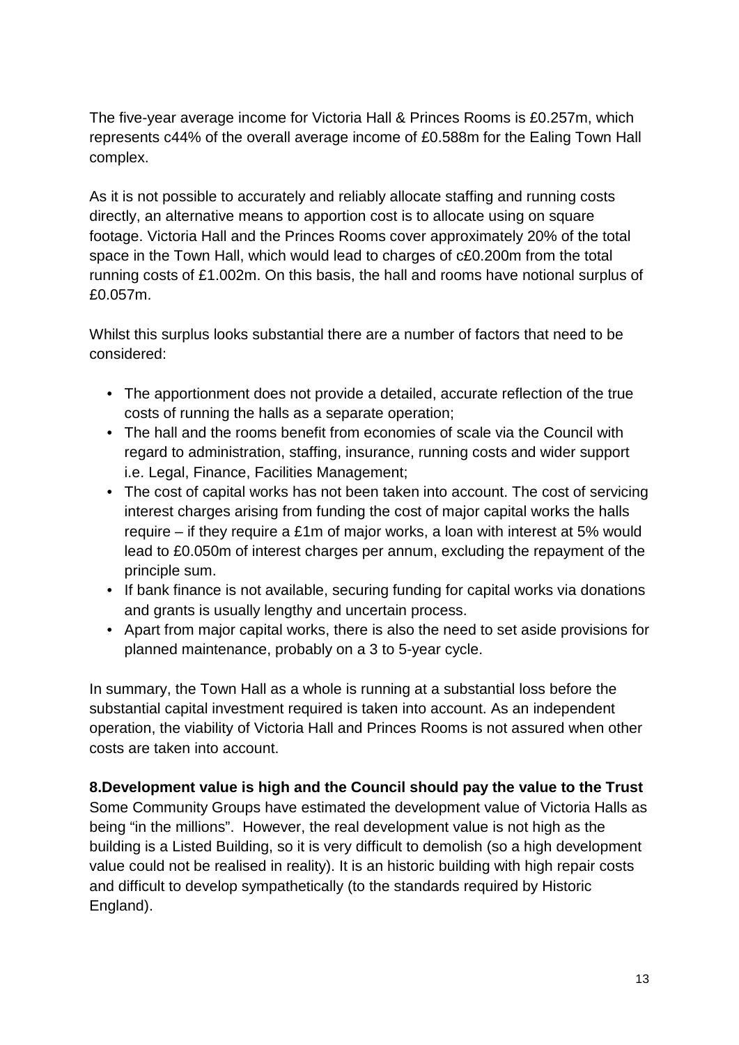The five-year average income for Victoria Hall & Princes Rooms is £0.257m, which represents c44% of the overall average income of £0.588m for the Ealing Town Hall complex.

As it is not possible to accurately and reliably allocate staffing and running costs directly, an alternative means to apportion cost is to allocate using on square footage. Victoria Hall and the Princes Rooms cover approximately 20% of the total space in the Town Hall, which would lead to charges of c£0.200m from the total running costs of £1.002m. On this basis, the hall and rooms have notional surplus of £0.057m.

Whilst this surplus looks substantial there are a number of factors that need to be considered:

- The apportionment does not provide a detailed, accurate reflection of the true costs of running the halls as a separate operation;
- The hall and the rooms benefit from economies of scale via the Council with regard to administration, staffing, insurance, running costs and wider support i.e. Legal, Finance, Facilities Management;
- The cost of capital works has not been taken into account. The cost of servicing interest charges arising from funding the cost of major capital works the halls require – if they require a £1m of major works, a loan with interest at 5% would lead to £0.050m of interest charges per annum, excluding the repayment of the principle sum.
- If bank finance is not available, securing funding for capital works via donations and grants is usually lengthy and uncertain process.
- Apart from major capital works, there is also the need to set aside provisions for planned maintenance, probably on a 3 to 5-year cycle.

In summary, the Town Hall as a whole is running at a substantial loss before the substantial capital investment required is taken into account. As an independent operation, the viability of Victoria Hall and Princes Rooms is not assured when other costs are taken into account.

**8.Development value is high and the Council should pay the value to the Trust**

Some Community Groups have estimated the development value of Victoria Halls as being "in the millions". However, the real development value is not high as the building is a Listed Building, so it is very difficult to demolish (so a high development value could not be realised in reality). It is an historic building with high repair costs and difficult to develop sympathetically (to the standards required by Historic England).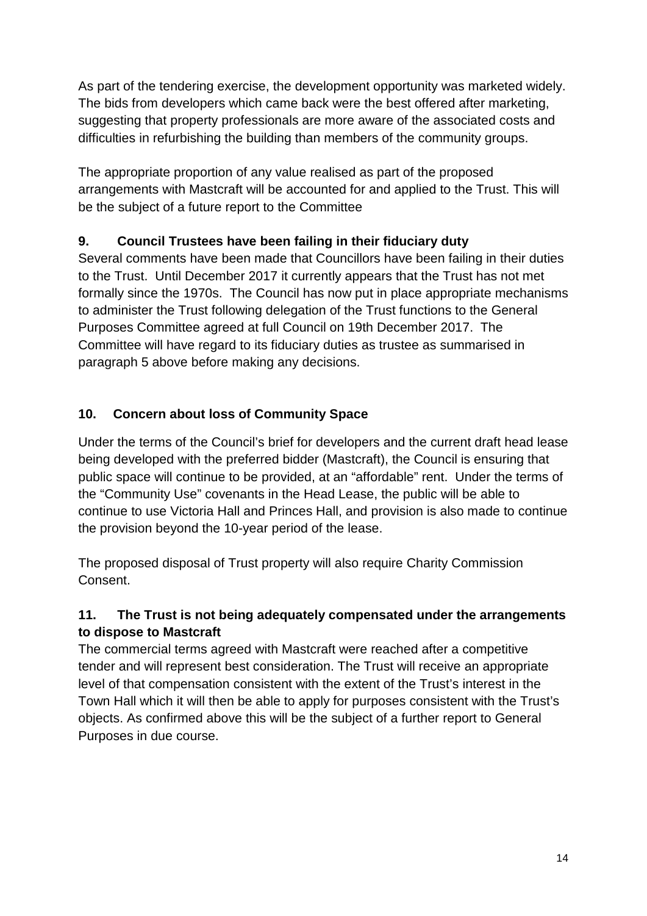As part of the tendering exercise, the development opportunity was marketed widely. The bids from developers which came back were the best offered after marketing, suggesting that property professionals are more aware of the associated costs and difficulties in refurbishing the building than members of the community groups.

The appropriate proportion of any value realised as part of the proposed arrangements with Mastcraft will be accounted for and applied to the Trust. This will be the subject of a future report to the Committee

### 9. Council Trustees have been failing in their fiduciary duty

Several comments have been made that Councillors have been failing in their duties to the Trust. Until December 2017 it currently appears that the Trust has not met formally since the 1970s. The Council has now put in place appropriate mechanisms to administer the Trust following delegation of the Trust functions to the General Purposes Committee agreed at full Council on 19th December 2017. The Committee will have regard to its fiduciary duties as trustee as summarised in paragraph 5 above before making any decisions.

### 10. Concern about loss of Community Space

Under the terms of the Council's brief for developers and the current draft head lease being developed with the preferred bidder (Mastcraft), the Council is ensuring that public space will continue to be provided, at an "affordable" rent. Under the terms of the "Community Use" covenants in the Head Lease, the public will be able to continue to use Victoria Hall and Princes Hall, and provision is also made to continue the provision beyond the 10-year period of the lease.

The proposed disposal of Trust property will also require Charity Commission Consent.

### 11. The Trust is not being adequately compensated under the arrangements to dispose to Mastcraft

The commercial terms agreed with Mastcraft were reached after a competitive tender and will represent best consideration. The Trust will receive an appropriate level of that compensation consistent with the extent of the Trust's interest in the Town Hall which it will then be able to apply for purposes consistent with the Trust's objects. As confirmed above this will be the subject of a further report to General Purposes in due course.